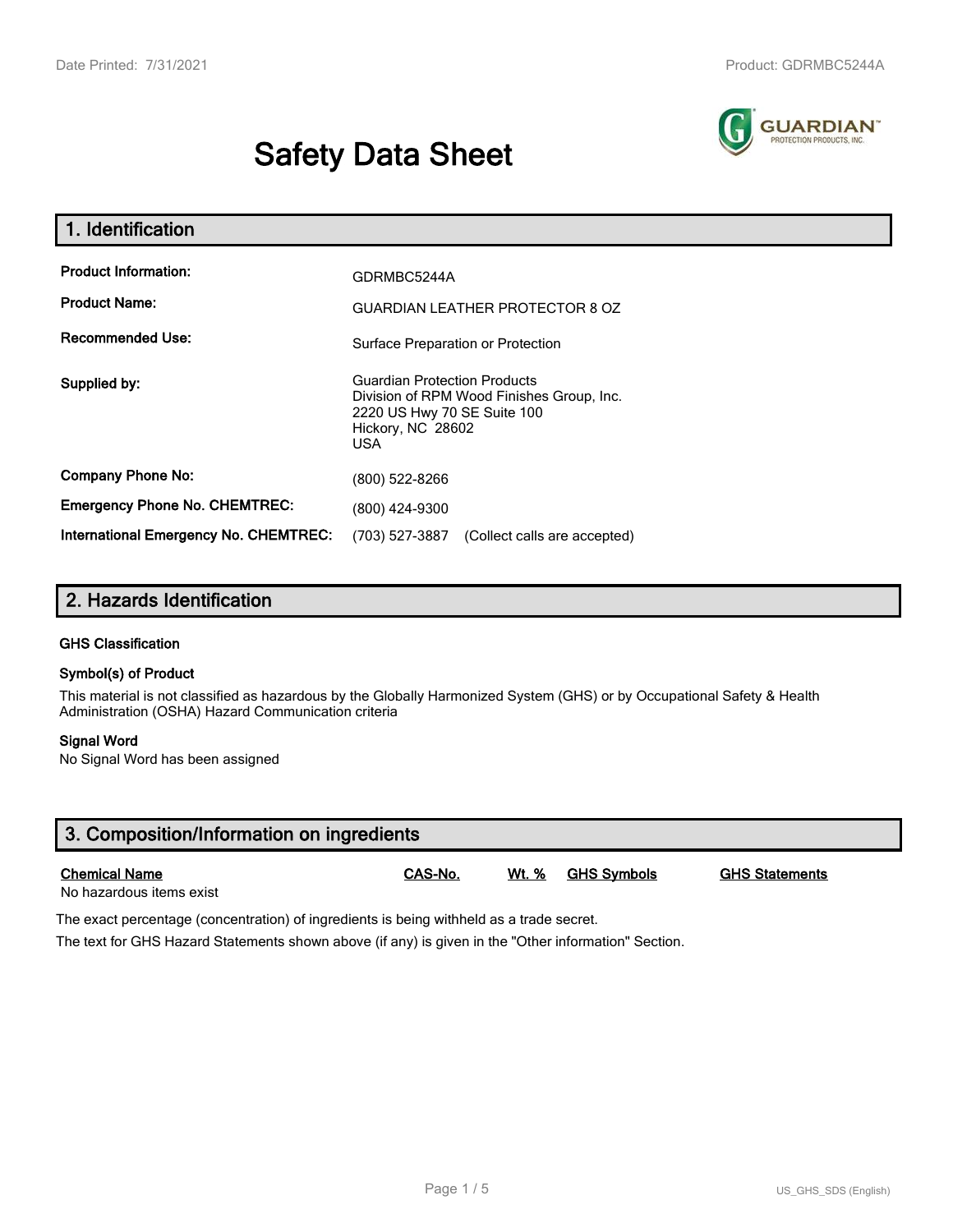# Safety Data Sheet

## 1. Identification

| | |
|---|---|
| **Product Information:** | GDRMBC5244A |
| **Product Name:** | GUARDIAN LEATHER PROTECTOR 8 OZ |
| **Recommended Use:** | Surface Preparation or Protection |
| **Supplied by:** | Guardian Protection Products<br>Division of RPM Wood Finishes Group, Inc.<br>2220 US Hwy 70 SE Suite 100<br>Hickory, NC 28602<br>USA |
| **Company Phone No:** | (800) 522-8266 |
| **Emergency Phone No. CHEMTREC:** | (800) 424-9300 |
| **International Emergency No. CHEMTREC:** | (703) 527-3887 (Collect calls are accepted) |

## 2. Hazards Identification

### GHS Classification

### Symbol(s) of Product

This material is not classified as hazardous by the Globally Harmonized System (GHS) or by Occupational Safety & Health Administration (OSHA) Hazard Communication criteria

### Signal Word

No Signal Word has been assigned

## 3. Composition/Information on ingredients

| Chemical Name | CAS-No. | Wt. % | GHS Symbols | GHS Statements |
|---|---|---|---|---|
| No hazardous items exist | | | | |

The exact percentage (concentration) of ingredients is being withheld as a trade secret.

The text for GHS Hazard Statements shown above (if any) is given in the "Other information" Section.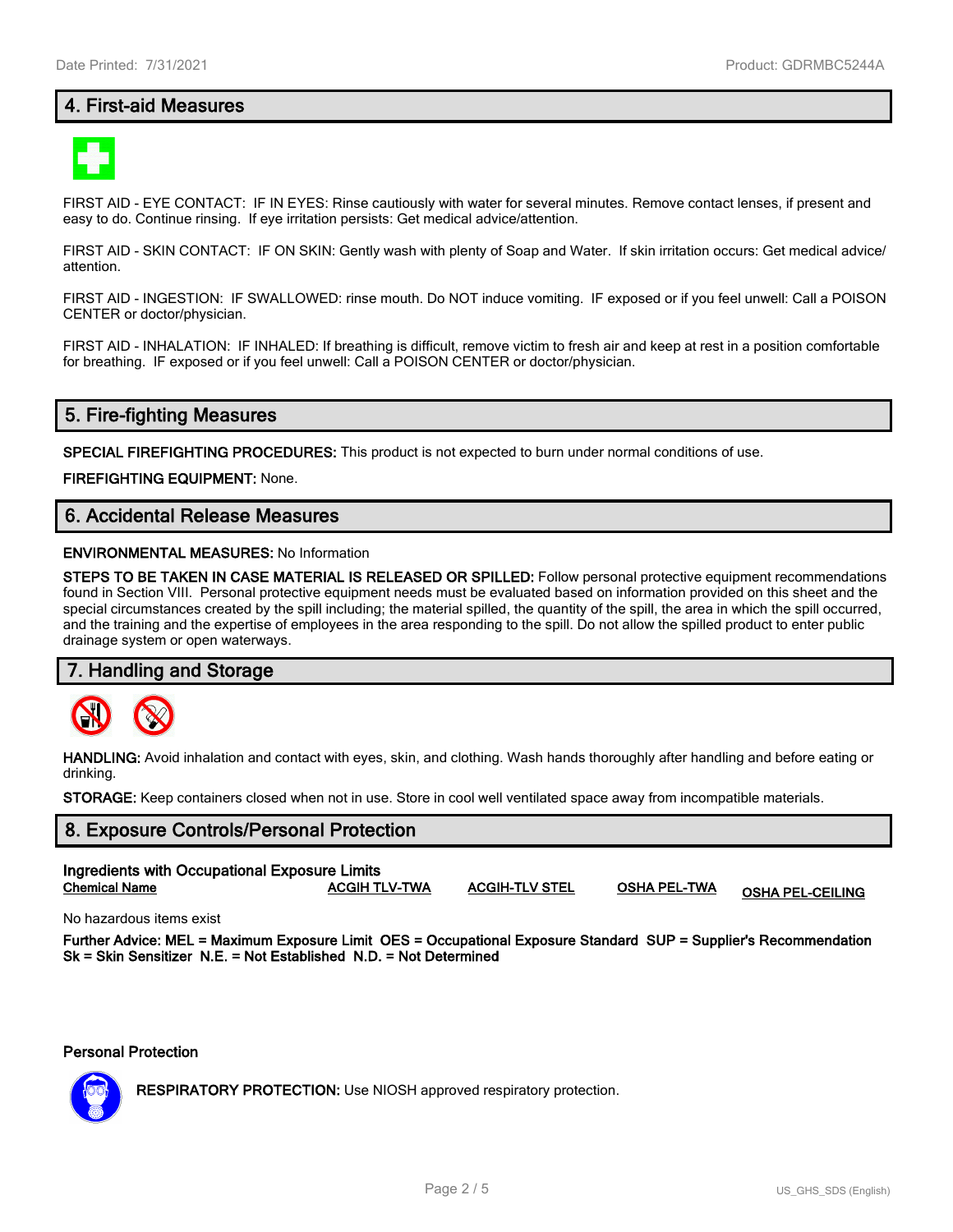## 4. First-aid Measures

FIRST AID - EYE CONTACT: IF IN EYES: Rinse cautiously with water for several minutes. Remove contact lenses, if present and easy to do. Continue rinsing. If eye irritation persists: Get medical advice/attention.

FIRST AID - SKIN CONTACT: IF ON SKIN: Gently wash with plenty of Soap and Water. If skin irritation occurs: Get medical advice/attention.

FIRST AID - INGESTION: IF SWALLOWED: rinse mouth. Do NOT induce vomiting. IF exposed or if you feel unwell: Call a POISON CENTER or doctor/physician.

FIRST AID - INHALATION: IF INHALED: If breathing is difficult, remove victim to fresh air and keep at rest in a position comfortable for breathing. IF exposed or if you feel unwell: Call a POISON CENTER or doctor/physician.

## 5. Fire-fighting Measures

**SPECIAL FIREFIGHTING PROCEDURES:** This product is not expected to burn under normal conditions of use.

**FIREFIGHTING EQUIPMENT:** None.

## 6. Accidental Release Measures

**ENVIRONMENTAL MEASURES:** No Information

**STEPS TO BE TAKEN IN CASE MATERIAL IS RELEASED OR SPILLED:** Follow personal protective equipment recommendations found in Section VIII. Personal protective equipment needs must be evaluated based on information provided on this sheet and the special circumstances created by the spill including; the material spilled, the quantity of the spill, the area in which the spill occurred, and the training and the expertise of employees in the area responding to the spill. Do not allow the spilled product to enter public drainage system or open waterways.

## 7. Handling and Storage

**HANDLING:** Avoid inhalation and contact with eyes, skin, and clothing. Wash hands thoroughly after handling and before eating or drinking.

**STORAGE:** Keep containers closed when not in use. Store in cool well ventilated space away from incompatible materials.

## 8. Exposure Controls/Personal Protection

**Ingredients with Occupational Exposure Limits**

| Chemical Name | ACGIH TLV-TWA | ACGIH-TLV STEL | OSHA PEL-TWA | OSHA PEL-CEILING |
|---|---|---|---|---|

No hazardous items exist

**Further Advice: MEL = Maximum Exposure Limit OES = Occupational Exposure Standard SUP = Supplier's Recommendation Sk = Skin Sensitizer N.E. = Not Established N.D. = Not Determined**

**Personal Protection**

**RESPIRATORY PROTECTION:** Use NIOSH approved respiratory protection.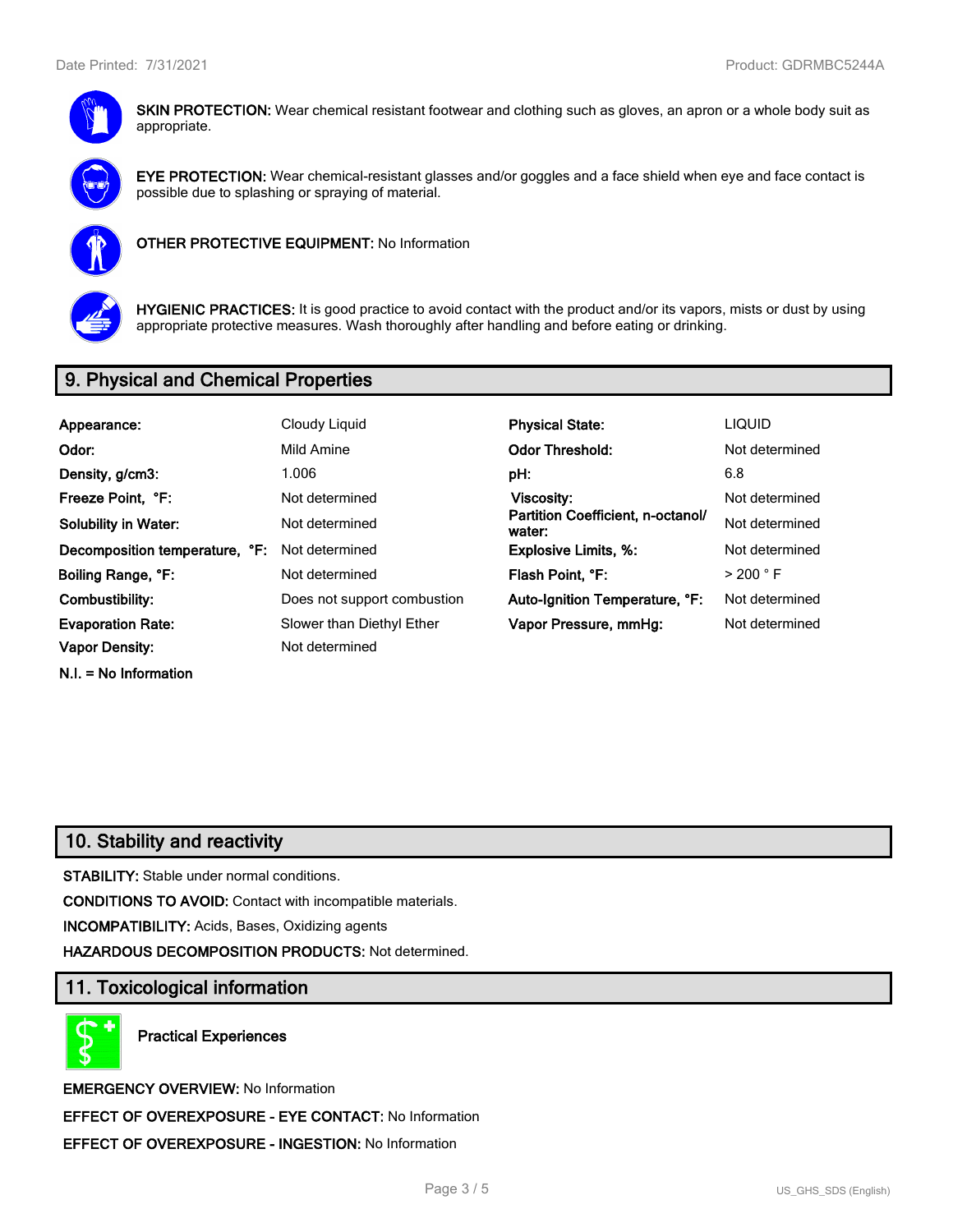**SKIN PROTECTION:** Wear chemical resistant footwear and clothing such as gloves, an apron or a whole body suit as appropriate.

**EYE PROTECTION:** Wear chemical-resistant glasses and/or goggles and a face shield when eye and face contact is possible due to splashing or spraying of material.

**OTHER PROTECTIVE EQUIPMENT:** No Information

**HYGIENIC PRACTICES:** It is good practice to avoid contact with the product and/or its vapors, mists or dust by using appropriate protective measures. Wash thoroughly after handling and before eating or drinking.

## 9. Physical and Chemical Properties

| | | | |
|---|---|---|---|
| **Appearance:** | Cloudy Liquid | **Physical State:** | LIQUID |
| **Odor:** | Mild Amine | **Odor Threshold:** | Not determined |
| **Density, g/cm3:** | 1.006 | **pH:** | 6.8 |
| **Freeze Point, °F:** | Not determined | **Viscosity:** | Not determined |
| **Solubility in Water:** | Not determined | **Partition Coefficient, n-octanol/ water:** | Not determined |
| **Decomposition temperature, °F:** | Not determined | **Explosive Limits, %:** | Not determined |
| **Boiling Range, °F:** | Not determined | **Flash Point, °F:** | > 200 ° F |
| **Combustibility:** | Does not support combustion | **Auto-Ignition Temperature, °F:** | Not determined |
| **Evaporation Rate:** | Slower than Diethyl Ether | **Vapor Pressure, mmHg:** | Not determined |
| **Vapor Density:** | Not determined | | |

**N.I. = No Information**

## 10. Stability and reactivity

**STABILITY:** Stable under normal conditions.

**CONDITIONS TO AVOID:** Contact with incompatible materials.

**INCOMPATIBILITY:** Acids, Bases, Oxidizing agents

**HAZARDOUS DECOMPOSITION PRODUCTS:** Not determined.

## 11. Toxicological information

**Practical Experiences**

**EMERGENCY OVERVIEW:** No Information

**EFFECT OF OVEREXPOSURE - EYE CONTACT:** No Information

**EFFECT OF OVEREXPOSURE - INGESTION:** No Information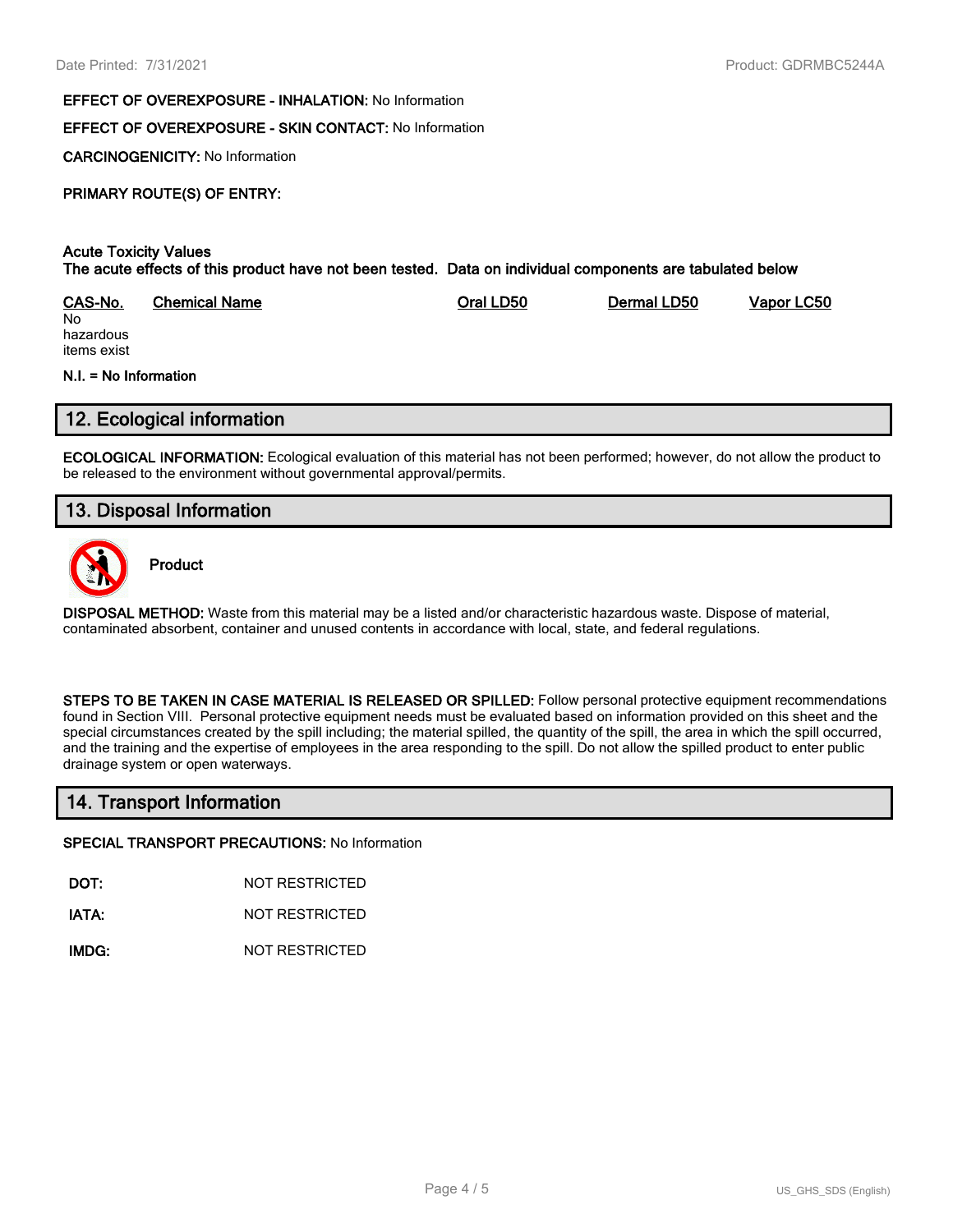**EFFECT OF OVEREXPOSURE - INHALATION:** No Information

**EFFECT OF OVEREXPOSURE - SKIN CONTACT:** No Information

**CARCINOGENICITY:** No Information

**PRIMARY ROUTE(S) OF ENTRY:**

**Acute Toxicity Values**
**The acute effects of this product have not been tested. Data on individual components are tabulated below**

| CAS-No. | Chemical Name | Oral LD50 | Dermal LD50 | Vapor LC50 |
|---|---|---|---|---|
| No hazardous items exist | | | | |

**N.I. = No Information**

## 12. Ecological information

**ECOLOGICAL INFORMATION:** Ecological evaluation of this material has not been performed; however, do not allow the product to be released to the environment without governmental approval/permits.

## 13. Disposal Information

**Product**

**DISPOSAL METHOD:** Waste from this material may be a listed and/or characteristic hazardous waste. Dispose of material, contaminated absorbent, container and unused contents in accordance with local, state, and federal regulations.

**STEPS TO BE TAKEN IN CASE MATERIAL IS RELEASED OR SPILLED:** Follow personal protective equipment recommendations found in Section VIII. Personal protective equipment needs must be evaluated based on information provided on this sheet and the special circumstances created by the spill including; the material spilled, the quantity of the spill, the area in which the spill occurred, and the training and the expertise of employees in the area responding to the spill. Do not allow the spilled product to enter public drainage system or open waterways.

## 14. Transport Information

**SPECIAL TRANSPORT PRECAUTIONS:** No Information

| | |
|---|---|
| **DOT:** | NOT RESTRICTED |
| **IATA:** | NOT RESTRICTED |
| **IMDG:** | NOT RESTRICTED |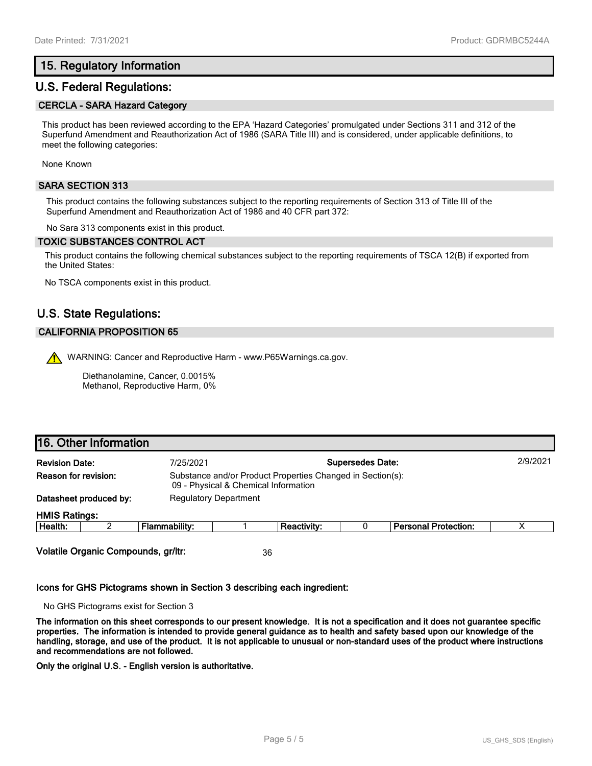## 15. Regulatory Information

## U.S. Federal Regulations:

### CERCLA - SARA Hazard Category

This product has been reviewed according to the EPA 'Hazard Categories' promulgated under Sections 311 and 312 of the Superfund Amendment and Reauthorization Act of 1986 (SARA Title III) and is considered, under applicable definitions, to meet the following categories:

None Known

### SARA SECTION 313

This product contains the following substances subject to the reporting requirements of Section 313 of Title III of the Superfund Amendment and Reauthorization Act of 1986 and 40 CFR part 372:

No Sara 313 components exist in this product.

### TOXIC SUBSTANCES CONTROL ACT

This product contains the following chemical substances subject to the reporting requirements of TSCA 12(B) if exported from the United States:

No TSCA components exist in this product.

## U.S. State Regulations:

### CALIFORNIA PROPOSITION 65

WARNING: Cancer and Reproductive Harm - www.P65Warnings.ca.gov.

Diethanolamine, Cancer, 0.0015%
Methanol, Reproductive Harm, 0%

## 16. Other Information

**Revision Date:** 7/25/2021 **Supersedes Date:** 2/9/2021

**Reason for revision:** Substance and/or Product Properties Changed in Section(s): 09 - Physical & Chemical Information

**Datasheet produced by:** Regulatory Department

**HMIS Ratings:**

| | | | | | | | |
|---|---|---|---|---|---|---|---|
| Health: | 2 | Flammability: | 1 | Reactivity: | 0 | Personal Protection: | X |

**Volatile Organic Compounds, gr/ltr:** 36

**Icons for GHS Pictograms shown in Section 3 describing each ingredient:**

No GHS Pictograms exist for Section 3

**The information on this sheet corresponds to our present knowledge. It is not a specification and it does not guarantee specific properties. The information is intended to provide general guidance as to health and safety based upon our knowledge of the handling, storage, and use of the product. It is not applicable to unusual or non-standard uses of the product where instructions and recommendations are not followed.**

**Only the original U.S. - English version is authoritative.**